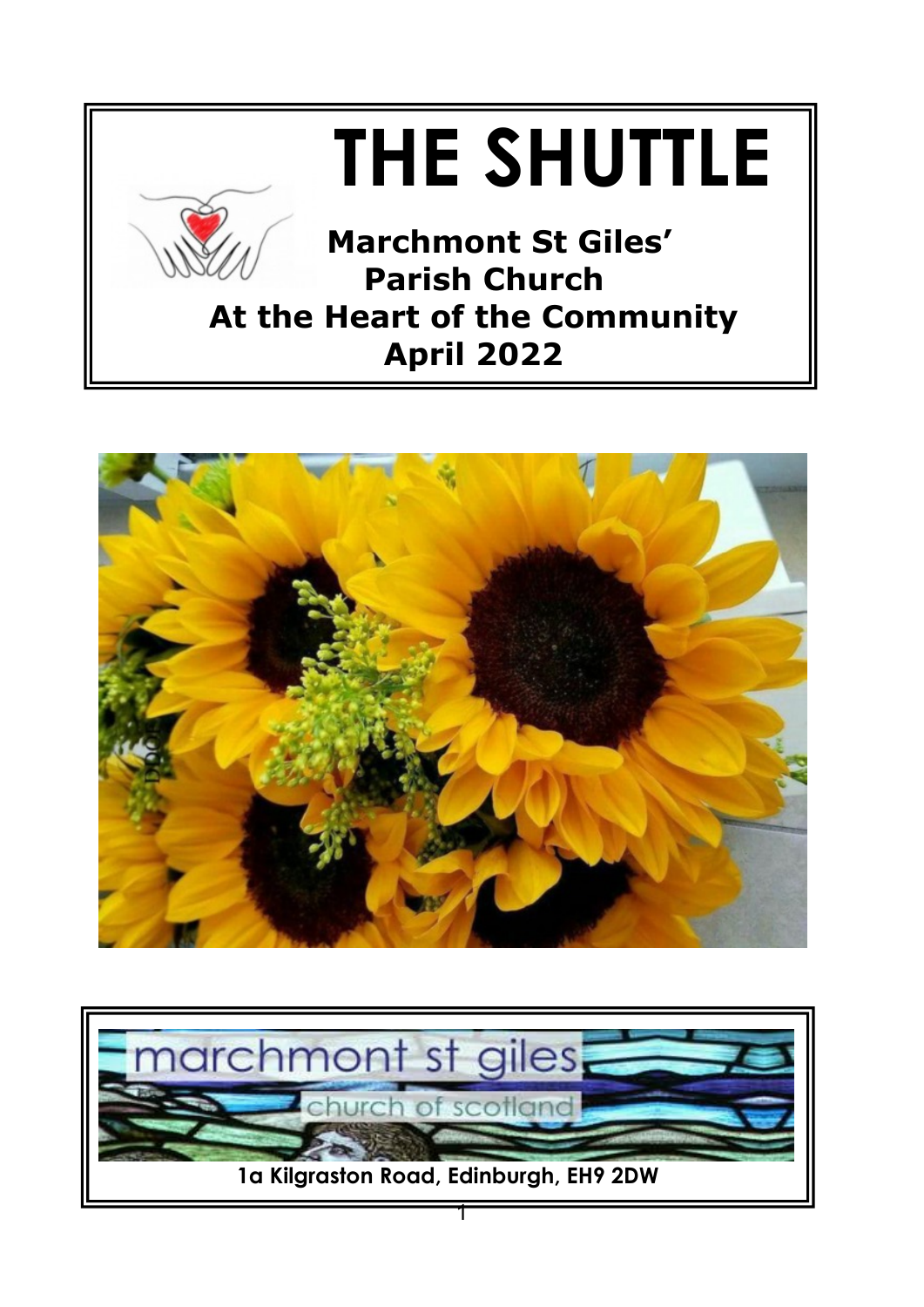# THE SHUTTLE

**Marchmont St Giles' Parish Church**

**At the Heart of the Community**

**April 2022**

marchmont st giles

church of scotland

**1a Kilgraston Road, Edinburgh, EH9 2DW**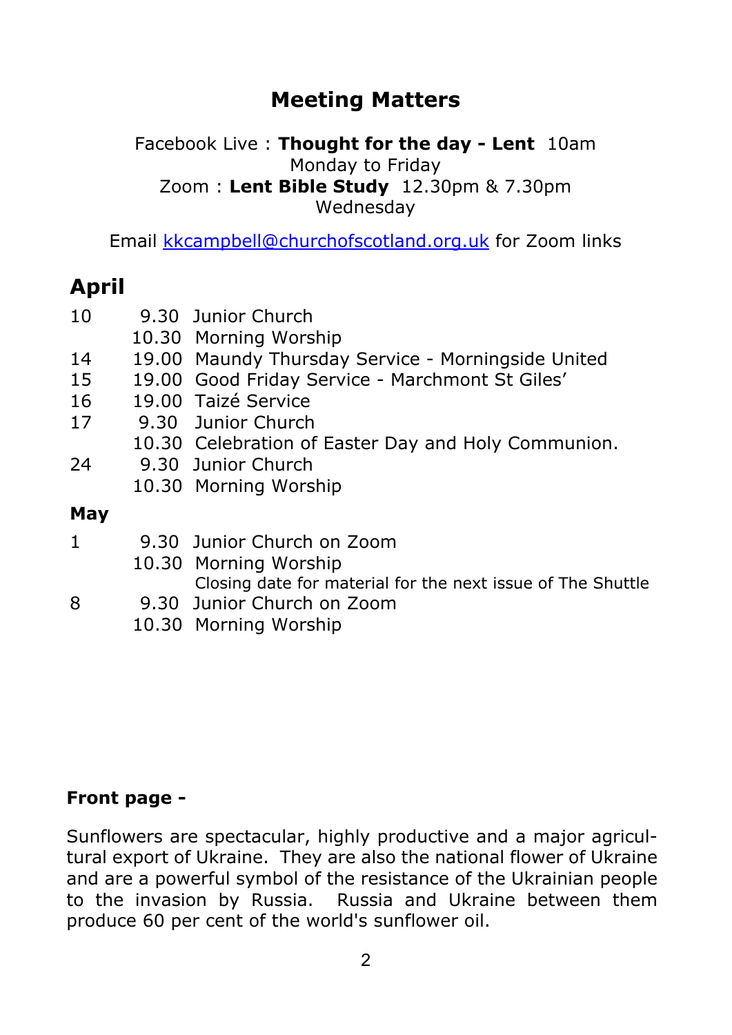# Meeting Matters

Facebook Live : **Thought for the day - Lent** 10am
Monday to Friday
Zoom : **Lent Bible Study** 12.30pm & 7.30pm
Wednesday

Email kkcampbell@churchofscotland.org.uk for Zoom links

## April

| | | |
|---|---|---|
| 10 | 9.30 | Junior Church |
| | 10.30 | Morning Worship |
| 14 | 19.00 | Maundy Thursday Service - Morningside United |
| 15 | 19.00 | Good Friday Service - Marchmont St Giles' |
| 16 | 19.00 | Taizé Service |
| 17 | 9.30 | Junior Church |
| | 10.30 | Celebration of Easter Day and Holy Communion. |
| 24 | 9.30 | Junior Church |
| | 10.30 | Morning Worship |

### May

| | | |
|---|---|---|
| 1 | 9.30 | Junior Church on Zoom |
| | 10.30 | Morning Worship |
| | | Closing date for material for the next issue of The Shuttle |
| 8 | 9.30 | Junior Church on Zoom |
| | 10.30 | Morning Worship |

**Front page -**

Sunflowers are spectacular, highly productive and a major agricultural export of Ukraine. They are also the national flower of Ukraine and are a powerful symbol of the resistance of the Ukrainian people to the invasion by Russia. Russia and Ukraine between them produce 60 per cent of the world's sunflower oil.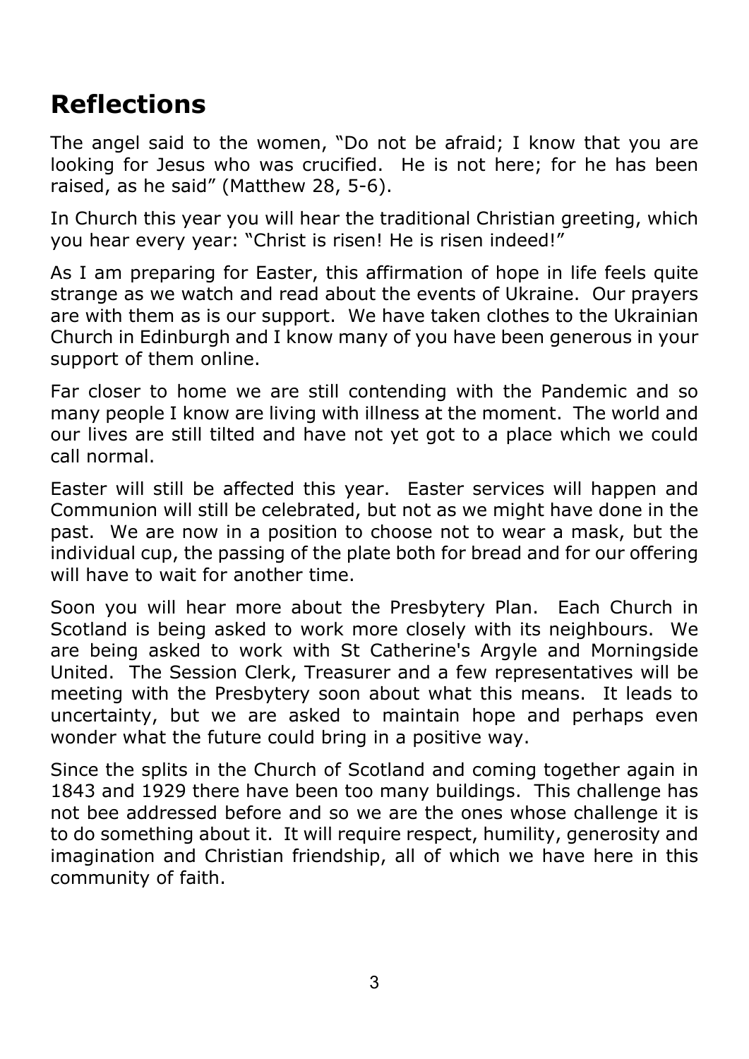# Reflections

The angel said to the women, "Do not be afraid; I know that you are looking for Jesus who was crucified. He is not here; for he has been raised, as he said" (Matthew 28, 5-6).

In Church this year you will hear the traditional Christian greeting, which you hear every year: "Christ is risen! He is risen indeed!"

As I am preparing for Easter, this affirmation of hope in life feels quite strange as we watch and read about the events of Ukraine. Our prayers are with them as is our support. We have taken clothes to the Ukrainian Church in Edinburgh and I know many of you have been generous in your support of them online.

Far closer to home we are still contending with the Pandemic and so many people I know are living with illness at the moment. The world and our lives are still tilted and have not yet got to a place which we could call normal.

Easter will still be affected this year. Easter services will happen and Communion will still be celebrated, but not as we might have done in the past. We are now in a position to choose not to wear a mask, but the individual cup, the passing of the plate both for bread and for our offering will have to wait for another time.

Soon you will hear more about the Presbytery Plan. Each Church in Scotland is being asked to work more closely with its neighbours. We are being asked to work with St Catherine's Argyle and Morningside United. The Session Clerk, Treasurer and a few representatives will be meeting with the Presbytery soon about what this means. It leads to uncertainty, but we are asked to maintain hope and perhaps even wonder what the future could bring in a positive way.

Since the splits in the Church of Scotland and coming together again in 1843 and 1929 there have been too many buildings. This challenge has not bee addressed before and so we are the ones whose challenge it is to do something about it. It will require respect, humility, generosity and imagination and Christian friendship, all of which we have here in this community of faith.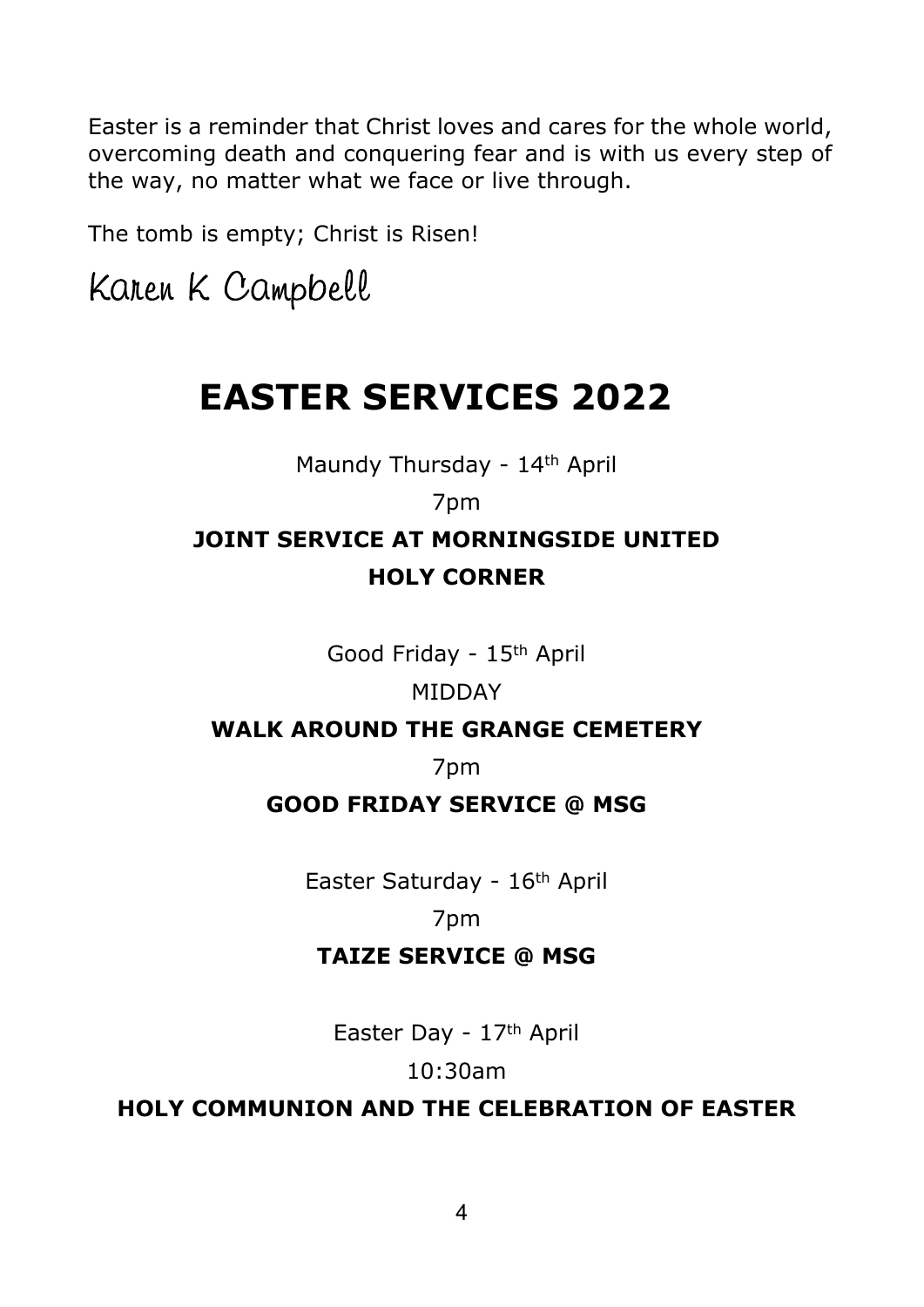Easter is a reminder that Christ loves and cares for the whole world, overcoming death and conquering fear and is with us every step of the way, no matter what we face or live through.

The tomb is empty; Christ is Risen!

Karen K Campbell

# EASTER SERVICES 2022

Maundy Thursday - 14th April

7pm

**JOINT SERVICE AT MORNINGSIDE UNITED**

**HOLY CORNER**

Good Friday - 15th April

MIDDAY

**WALK AROUND THE GRANGE CEMETERY**

7pm

**GOOD FRIDAY SERVICE @ MSG**

Easter Saturday - 16th April

7pm

**TAIZE SERVICE @ MSG**

Easter Day - 17th April

10:30am

**HOLY COMMUNION AND THE CELEBRATION OF EASTER**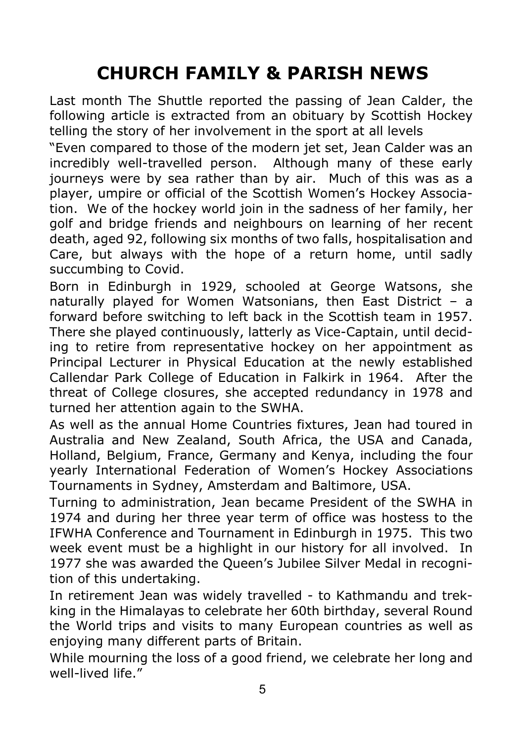# CHURCH FAMILY & PARISH NEWS

Last month The Shuttle reported the passing of Jean Calder, the following article is extracted from an obituary by Scottish Hockey telling the story of her involvement in the sport at all levels

"Even compared to those of the modern jet set, Jean Calder was an incredibly well-travelled person. Although many of these early journeys were by sea rather than by air. Much of this was as a player, umpire or official of the Scottish Women's Hockey Association. We of the hockey world join in the sadness of her family, her golf and bridge friends and neighbours on learning of her recent death, aged 92, following six months of two falls, hospitalisation and Care, but always with the hope of a return home, until sadly succumbing to Covid.

Born in Edinburgh in 1929, schooled at George Watsons, she naturally played for Women Watsonians, then East District – a forward before switching to left back in the Scottish team in 1957. There she played continuously, latterly as Vice-Captain, until deciding to retire from representative hockey on her appointment as Principal Lecturer in Physical Education at the newly established Callendar Park College of Education in Falkirk in 1964. After the threat of College closures, she accepted redundancy in 1978 and turned her attention again to the SWHA.

As well as the annual Home Countries fixtures, Jean had toured in Australia and New Zealand, South Africa, the USA and Canada, Holland, Belgium, France, Germany and Kenya, including the four yearly International Federation of Women's Hockey Associations Tournaments in Sydney, Amsterdam and Baltimore, USA.

Turning to administration, Jean became President of the SWHA in 1974 and during her three year term of office was hostess to the IFWHA Conference and Tournament in Edinburgh in 1975. This two week event must be a highlight in our history for all involved. In 1977 she was awarded the Queen's Jubilee Silver Medal in recognition of this undertaking.

In retirement Jean was widely travelled - to Kathmandu and trekking in the Himalayas to celebrate her 60th birthday, several Round the World trips and visits to many European countries as well as enjoying many different parts of Britain.

While mourning the loss of a good friend, we celebrate her long and well-lived life."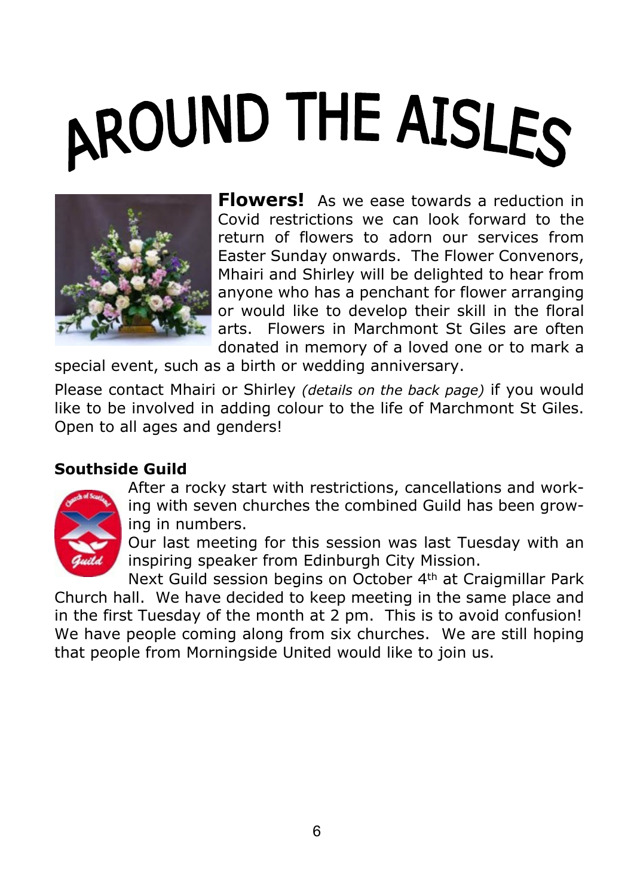# AROUND THE AISLES

**Flowers!** As we ease towards a reduction in Covid restrictions we can look forward to the return of flowers to adorn our services from Easter Sunday onwards. The Flower Convenors, Mhairi and Shirley will be delighted to hear from anyone who has a penchant for flower arranging or would like to develop their skill in the floral arts. Flowers in Marchmont St Giles are often donated in memory of a loved one or to mark a special event, such as a birth or wedding anniversary.

Please contact Mhairi or Shirley *(details on the back page)* if you would like to be involved in adding colour to the life of Marchmont St Giles. Open to all ages and genders!

**Southside Guild**

After a rocky start with restrictions, cancellations and working with seven churches the combined Guild has been growing in numbers.

Our last meeting for this session was last Tuesday with an inspiring speaker from Edinburgh City Mission.

Next Guild session begins on October 4th at Craigmillar Park Church hall. We have decided to keep meeting in the same place and in the first Tuesday of the month at 2 pm. This is to avoid confusion! We have people coming along from six churches. We are still hoping that people from Morningside United would like to join us.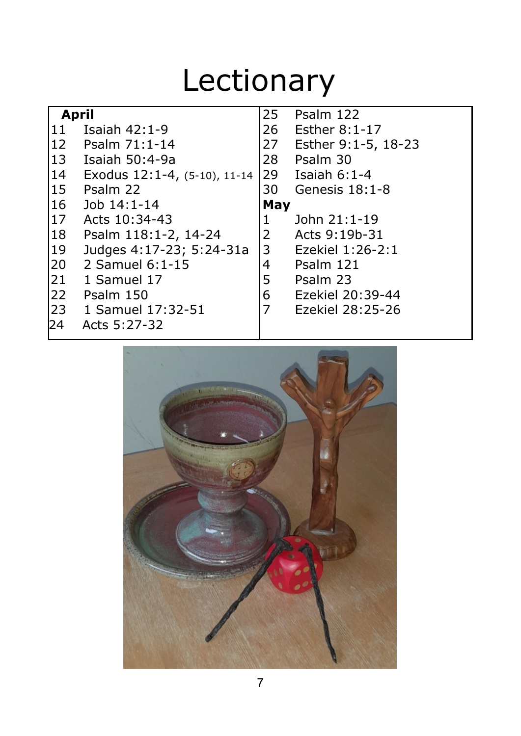# Lectionary

| **April** | | | |
|---|---|---|---|
| 11 | Isaiah 42:1-9 | 25 | Psalm 122 |
| 12 | Psalm 71:1-14 | 26 | Esther 8:1-17 |
| 13 | Isaiah 50:4-9a | 27 | Esther 9:1-5, 18-23 |
| 14 | Exodus 12:1-4, (5-10), 11-14 | 28 | Psalm 30 |
| 15 | Psalm 22 | 29 | Isaiah 6:1-4 |
| 16 | Job 14:1-14 | 30 | Genesis 18:1-8 |
| 17 | Acts 10:34-43 | **May** | |
| 18 | Psalm 118:1-2, 14-24 | 1 | John 21:1-19 |
| 19 | Judges 4:17-23; 5:24-31a | 2 | Acts 9:19b-31 |
| 20 | 2 Samuel 6:1-15 | 3 | Ezekiel 1:26-2:1 |
| 21 | 1 Samuel 17 | 4 | Psalm 121 |
| 22 | Psalm 150 | 5 | Psalm 23 |
| 23 | 1 Samuel 17:32-51 | 6 | Ezekiel 20:39-44 |
| 24 | Acts 5:27-32 | 7 | Ezekiel 28:25-26 |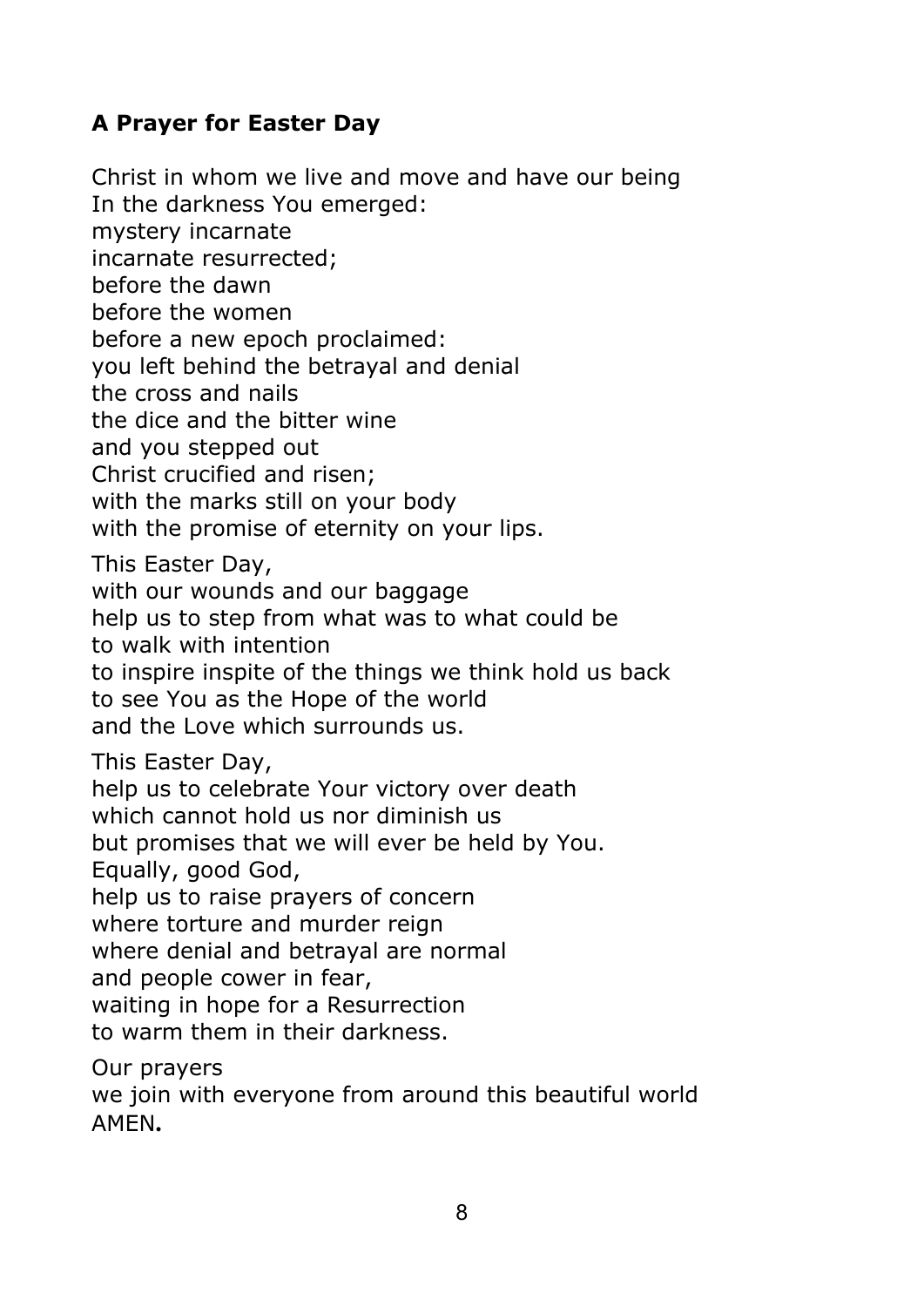### **A Prayer for Easter Day**

Christ in whom we live and move and have our being  
In the darkness You emerged:  
mystery incarnate  
incarnate resurrected;  
before the dawn  
before the women  
before a new epoch proclaimed:  
you left behind the betrayal and denial  
the cross and nails  
the dice and the bitter wine  
and you stepped out  
Christ crucified and risen;  
with the marks still on your body  
with the promise of eternity on your lips.

This Easter Day,  
with our wounds and our baggage  
help us to step from what was to what could be  
to walk with intention  
to inspire inspite of the things we think hold us back  
to see You as the Hope of the world  
and the Love which surrounds us.

This Easter Day,  
help us to celebrate Your victory over death  
which cannot hold us nor diminish us  
but promises that we will ever be held by You.  
Equally, good God,  
help us to raise prayers of concern  
where torture and murder reign  
where denial and betrayal are normal  
and people cower in fear,  
waiting in hope for a Resurrection  
to warm them in their darkness.

Our prayers  
we join with everyone from around this beautiful world  
AMEN**.**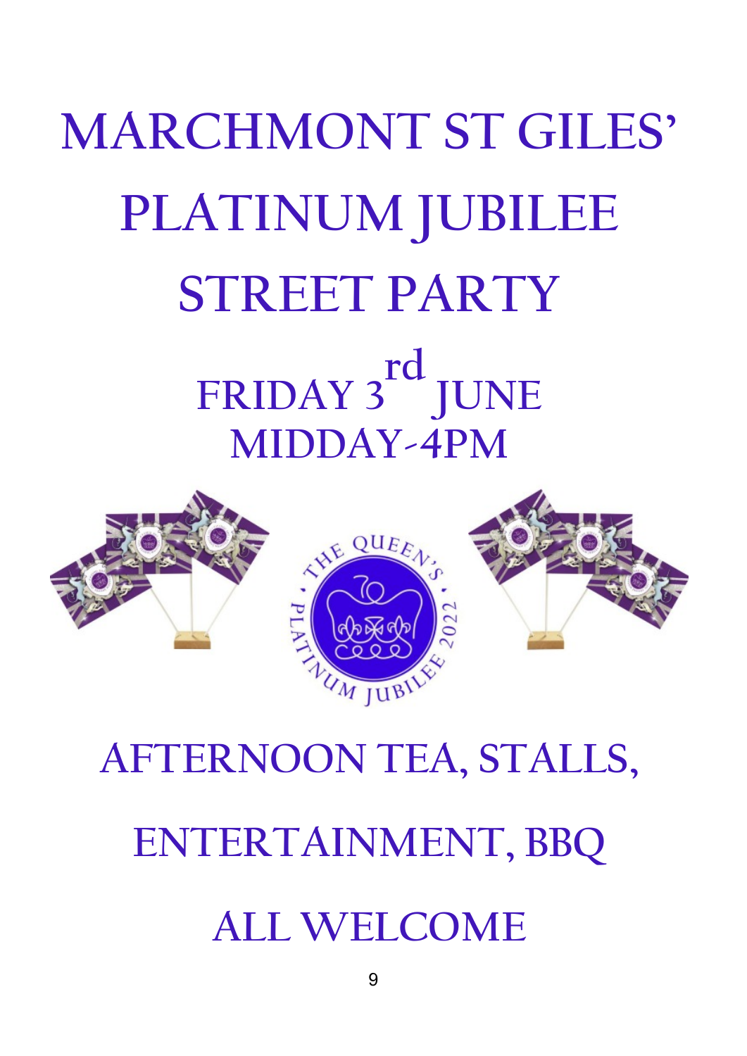# MARCHMONT ST GILES' PLATINUM JUBILEE STREET PARTY

## FRIDAY 3rd JUNE
## MIDDAY-4PM

## AFTERNOON TEA, STALLS, ENTERTAINMENT, BBQ

## ALL WELCOME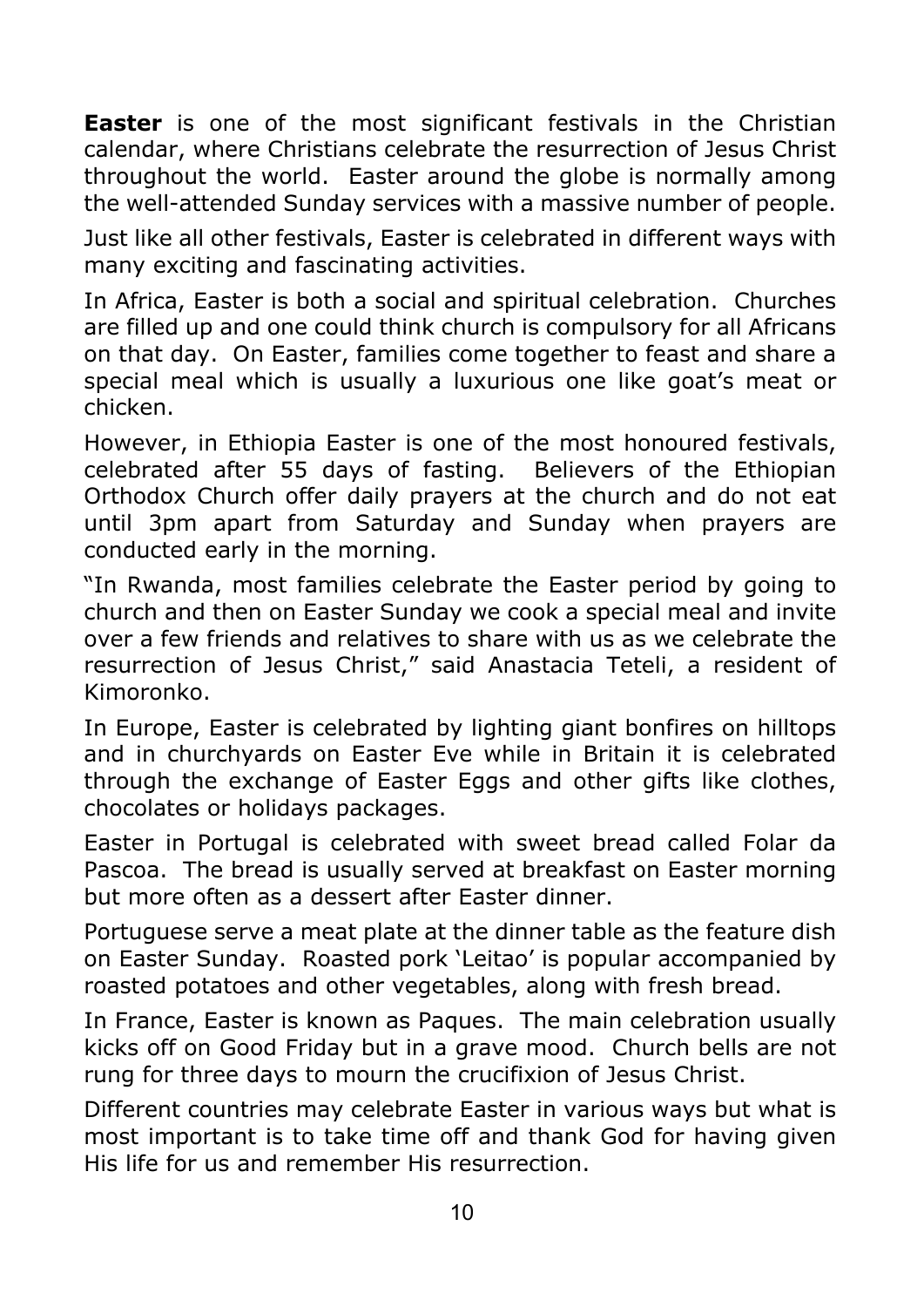**Easter** is one of the most significant festivals in the Christian calendar, where Christians celebrate the resurrection of Jesus Christ throughout the world. Easter around the globe is normally among the well-attended Sunday services with a massive number of people.

Just like all other festivals, Easter is celebrated in different ways with many exciting and fascinating activities.

In Africa, Easter is both a social and spiritual celebration. Churches are filled up and one could think church is compulsory for all Africans on that day. On Easter, families come together to feast and share a special meal which is usually a luxurious one like goat's meat or chicken.

However, in Ethiopia Easter is one of the most honoured festivals, celebrated after 55 days of fasting. Believers of the Ethiopian Orthodox Church offer daily prayers at the church and do not eat until 3pm apart from Saturday and Sunday when prayers are conducted early in the morning.

"In Rwanda, most families celebrate the Easter period by going to church and then on Easter Sunday we cook a special meal and invite over a few friends and relatives to share with us as we celebrate the resurrection of Jesus Christ," said Anastacia Teteli, a resident of Kimoronko.

In Europe, Easter is celebrated by lighting giant bonfires on hilltops and in churchyards on Easter Eve while in Britain it is celebrated through the exchange of Easter Eggs and other gifts like clothes, chocolates or holidays packages.

Easter in Portugal is celebrated with sweet bread called Folar da Pascoa. The bread is usually served at breakfast on Easter morning but more often as a dessert after Easter dinner.

Portuguese serve a meat plate at the dinner table as the feature dish on Easter Sunday. Roasted pork 'Leitao' is popular accompanied by roasted potatoes and other vegetables, along with fresh bread.

In France, Easter is known as Paques. The main celebration usually kicks off on Good Friday but in a grave mood. Church bells are not rung for three days to mourn the crucifixion of Jesus Christ.

Different countries may celebrate Easter in various ways but what is most important is to take time off and thank God for having given His life for us and remember His resurrection.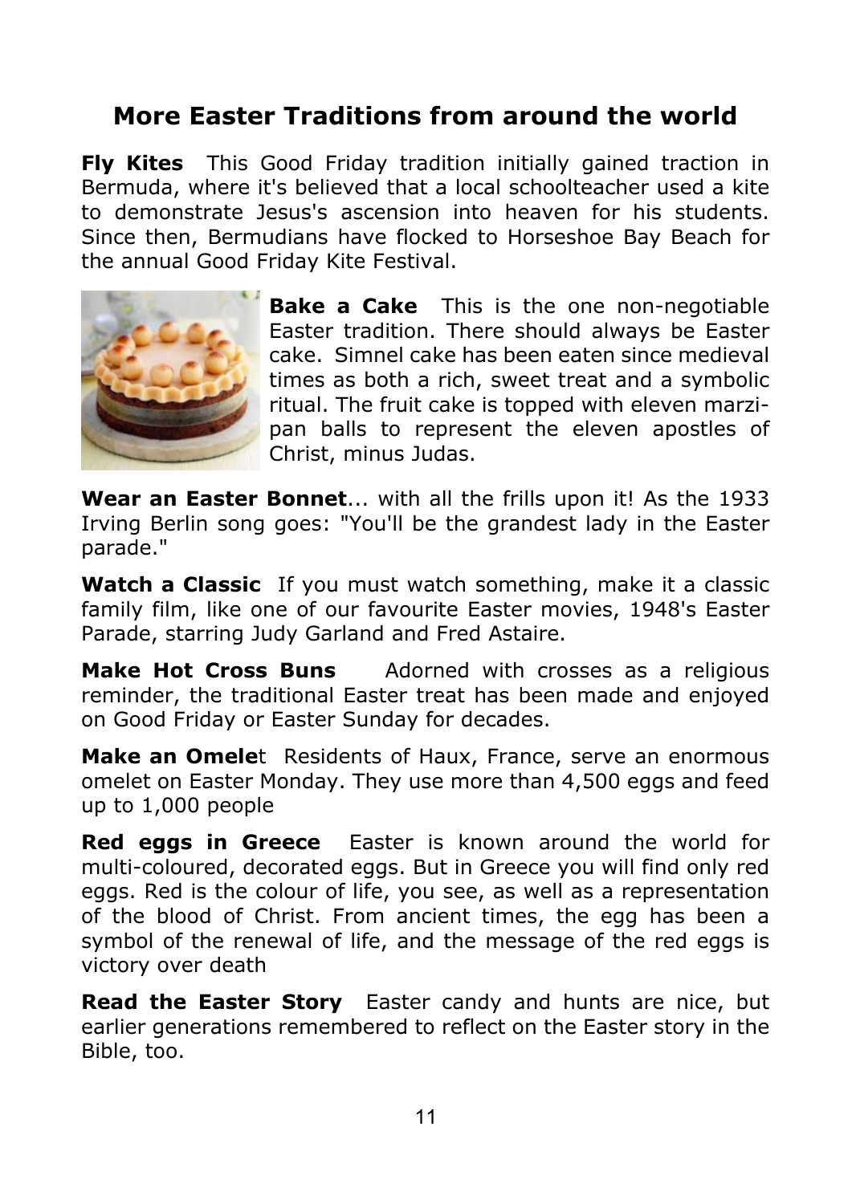## More Easter Traditions from around the world

**Fly Kites** This Good Friday tradition initially gained traction in Bermuda, where it's believed that a local schoolteacher used a kite to demonstrate Jesus's ascension into heaven for his students. Since then, Bermudians have flocked to Horseshoe Bay Beach for the annual Good Friday Kite Festival.

**Bake a Cake** This is the one non-negotiable Easter tradition. There should always be Easter cake. Simnel cake has been eaten since medieval times as both a rich, sweet treat and a symbolic ritual. The fruit cake is topped with eleven marzipan balls to represent the eleven apostles of Christ, minus Judas.

**Wear an Easter Bonnet**... with all the frills upon it! As the 1933 Irving Berlin song goes: "You'll be the grandest lady in the Easter parade."

**Watch a Classic** If you must watch something, make it a classic family film, like one of our favourite Easter movies, 1948's Easter Parade, starring Judy Garland and Fred Astaire.

**Make Hot Cross Buns** Adorned with crosses as a religious reminder, the traditional Easter treat has been made and enjoyed on Good Friday or Easter Sunday for decades.

**Make an Omele**t Residents of Haux, France, serve an enormous omelet on Easter Monday. They use more than 4,500 eggs and feed up to 1,000 people

**Red eggs in Greece** Easter is known around the world for multi-coloured, decorated eggs. But in Greece you will find only red eggs. Red is the colour of life, you see, as well as a representation of the blood of Christ. From ancient times, the egg has been a symbol of the renewal of life, and the message of the red eggs is victory over death

**Read the Easter Story** Easter candy and hunts are nice, but earlier generations remembered to reflect on the Easter story in the Bible, too.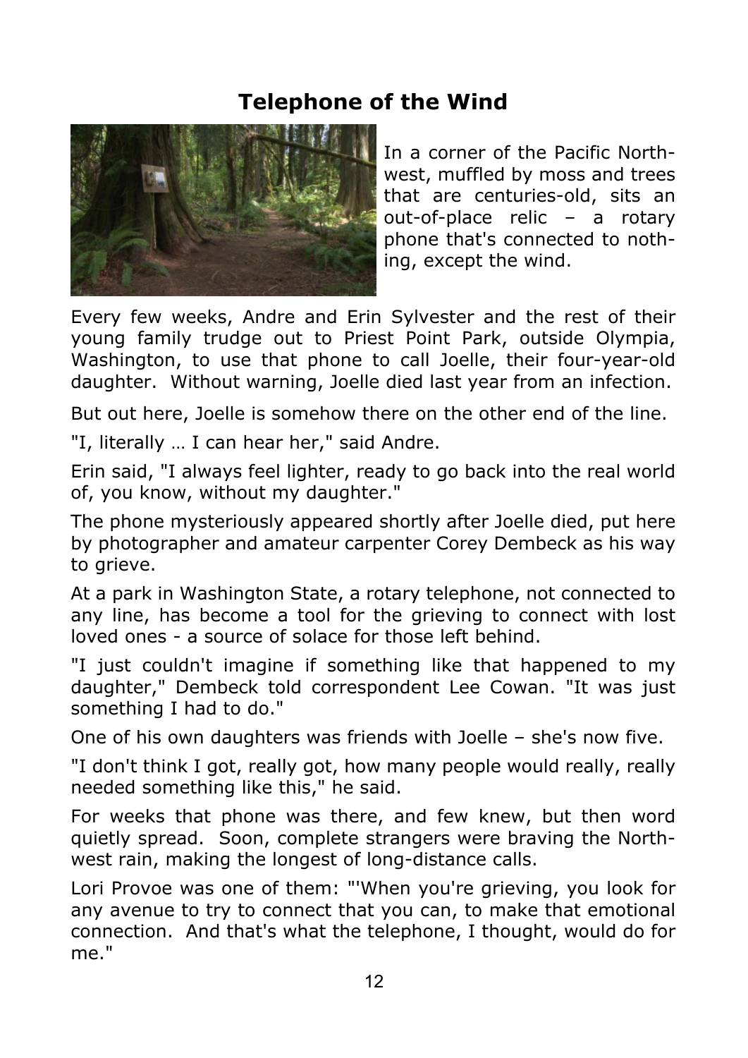# Telephone of the Wind

In a corner of the Pacific Northwest, muffled by moss and trees that are centuries-old, sits an out-of-place relic – a rotary phone that's connected to nothing, except the wind.

Every few weeks, Andre and Erin Sylvester and the rest of their young family trudge out to Priest Point Park, outside Olympia, Washington, to use that phone to call Joelle, their four-year-old daughter. Without warning, Joelle died last year from an infection.

But out here, Joelle is somehow there on the other end of the line.

"I, literally … I can hear her," said Andre.

Erin said, "I always feel lighter, ready to go back into the real world of, you know, without my daughter."

The phone mysteriously appeared shortly after Joelle died, put here by photographer and amateur carpenter Corey Dembeck as his way to grieve.

At a park in Washington State, a rotary telephone, not connected to any line, has become a tool for the grieving to connect with lost loved ones - a source of solace for those left behind.

"I just couldn't imagine if something like that happened to my daughter," Dembeck told correspondent Lee Cowan. "It was just something I had to do."

One of his own daughters was friends with Joelle – she's now five.

"I don't think I got, really got, how many people would really, really needed something like this," he said.

For weeks that phone was there, and few knew, but then word quietly spread. Soon, complete strangers were braving the Northwest rain, making the longest of long-distance calls.

Lori Provoe was one of them: "'When you're grieving, you look for any avenue to try to connect that you can, to make that emotional connection. And that's what the telephone, I thought, would do for me."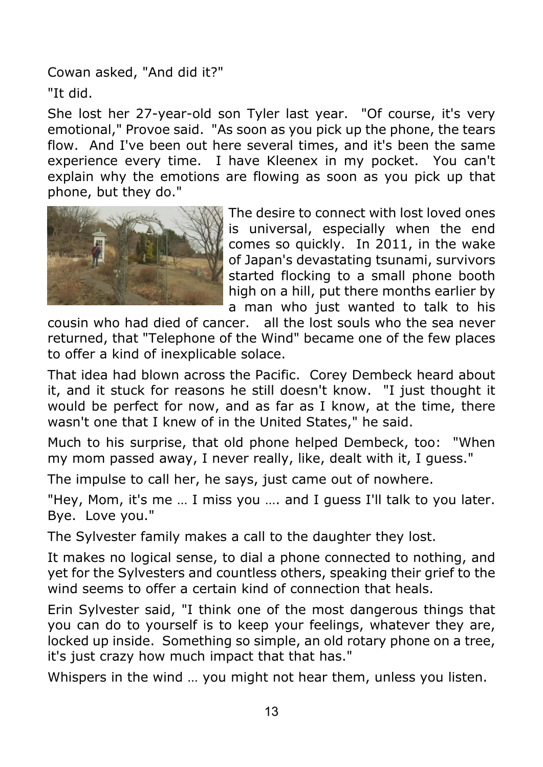Cowan asked, "And did it?"

"It did.

She lost her 27-year-old son Tyler last year. "Of course, it's very emotional," Provoe said. "As soon as you pick up the phone, the tears flow. And I've been out here several times, and it's been the same experience every time. I have Kleenex in my pocket. You can't explain why the emotions are flowing as soon as you pick up that phone, but they do."

The desire to connect with lost loved ones is universal, especially when the end comes so quickly. In 2011, in the wake of Japan's devastating tsunami, survivors started flocking to a small phone booth high on a hill, put there months earlier by a man who just wanted to talk to his cousin who had died of cancer. all the lost souls who the sea never returned, that "Telephone of the Wind" became one of the few places to offer a kind of inexplicable solace.

That idea had blown across the Pacific. Corey Dembeck heard about it, and it stuck for reasons he still doesn't know. "I just thought it would be perfect for now, and as far as I know, at the time, there wasn't one that I knew of in the United States," he said.

Much to his surprise, that old phone helped Dembeck, too: "When my mom passed away, I never really, like, dealt with it, I guess."

The impulse to call her, he says, just came out of nowhere.

"Hey, Mom, it's me … I miss you …. and I guess I'll talk to you later. Bye. Love you."

The Sylvester family makes a call to the daughter they lost.

It makes no logical sense, to dial a phone connected to nothing, and yet for the Sylvesters and countless others, speaking their grief to the wind seems to offer a certain kind of connection that heals.

Erin Sylvester said, "I think one of the most dangerous things that you can do to yourself is to keep your feelings, whatever they are, locked up inside. Something so simple, an old rotary phone on a tree, it's just crazy how much impact that that has."

Whispers in the wind … you might not hear them, unless you listen.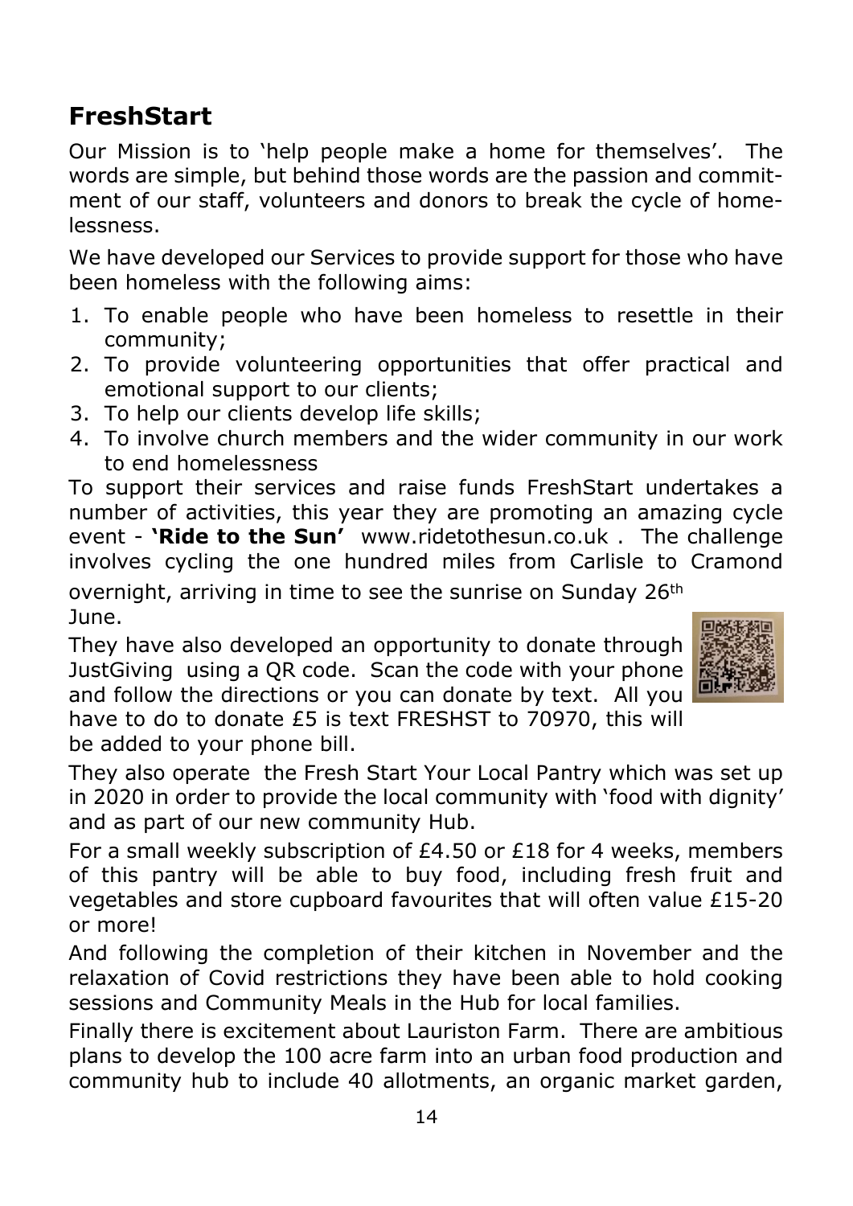## FreshStart

Our Mission is to 'help people make a home for themselves'. The words are simple, but behind those words are the passion and commitment of our staff, volunteers and donors to break the cycle of homelessness.

We have developed our Services to provide support for those who have been homeless with the following aims:

1. To enable people who have been homeless to resettle in their community;
2. To provide volunteering opportunities that offer practical and emotional support to our clients;
3. To help our clients develop life skills;
4. To involve church members and the wider community in our work to end homelessness

To support their services and raise funds FreshStart undertakes a number of activities, this year they are promoting an amazing cycle event - **'Ride to the Sun'** www.ridetothesun.co.uk . The challenge involves cycling the one hundred miles from Carlisle to Cramond overnight, arriving in time to see the sunrise on Sunday 26th June.

They have also developed an opportunity to donate through JustGiving using a QR code. Scan the code with your phone and follow the directions or you can donate by text. All you have to do to donate £5 is text FRESHST to 70970, this will be added to your phone bill.

They also operate the Fresh Start Your Local Pantry which was set up in 2020 in order to provide the local community with 'food with dignity' and as part of our new community Hub.

For a small weekly subscription of £4.50 or £18 for 4 weeks, members of this pantry will be able to buy food, including fresh fruit and vegetables and store cupboard favourites that will often value £15-20 or more!

And following the completion of their kitchen in November and the relaxation of Covid restrictions they have been able to hold cooking sessions and Community Meals in the Hub for local families.

Finally there is excitement about Lauriston Farm. There are ambitious plans to develop the 100 acre farm into an urban food production and community hub to include 40 allotments, an organic market garden,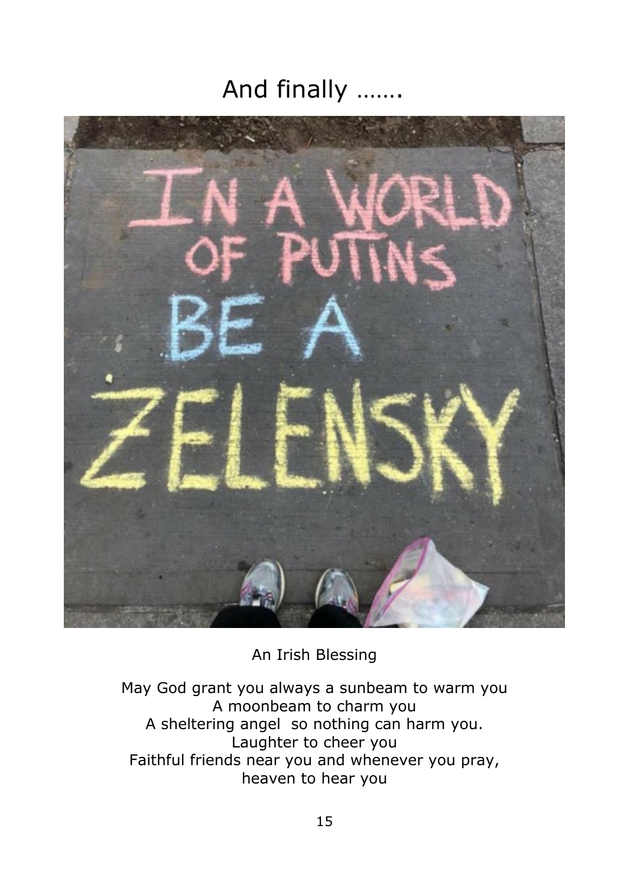# And finally …….

An Irish Blessing

May God grant you always a sunbeam to warm you
A moonbeam to charm you
A sheltering angel so nothing can harm you.
Laughter to cheer you
Faithful friends near you and whenever you pray,
heaven to hear you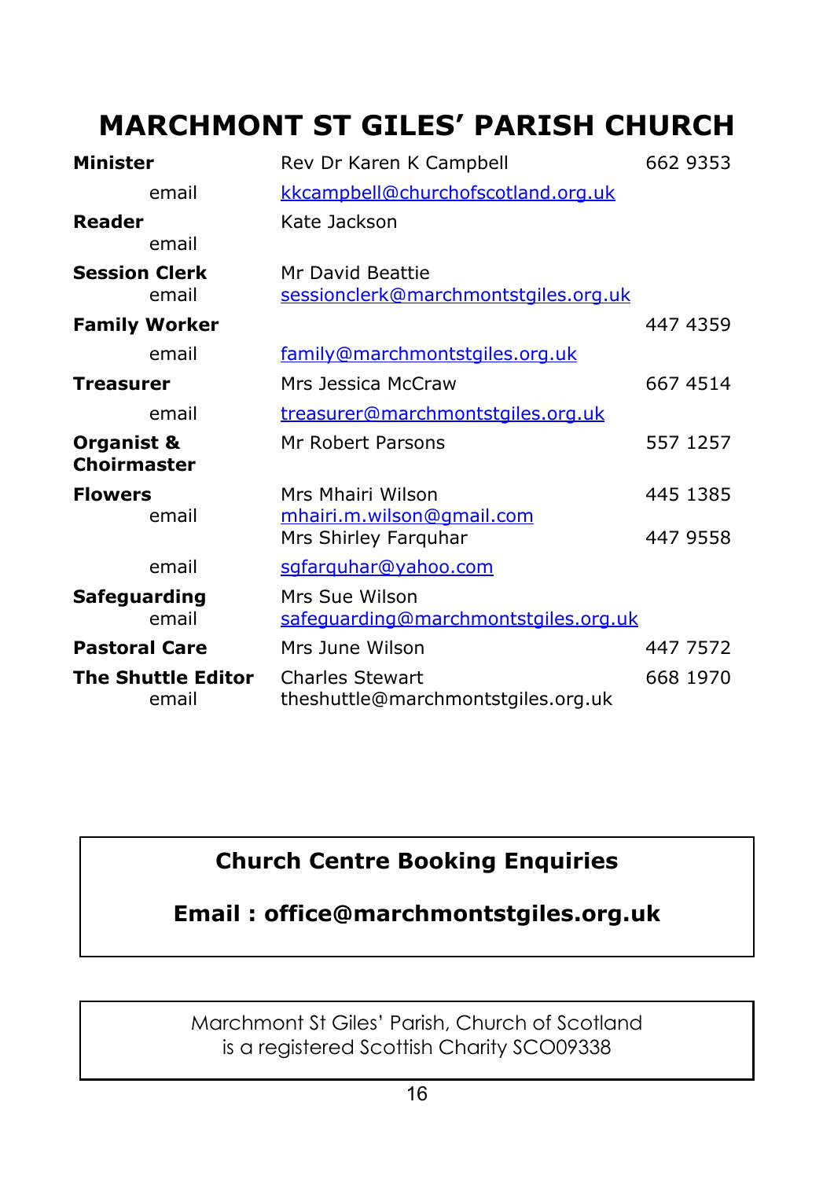# MARCHMONT ST GILES' PARISH CHURCH

| | | |
|---|---|---|
| **Minister** | Rev Dr Karen K Campbell | 662 9353 |
| email | kkcampbell@churchofscotland.org.uk | |
| **Reader** | Kate Jackson | |
| email | | |
| **Session Clerk** | Mr David Beattie | |
| email | sessionclerk@marchmontstgiles.org.uk | |
| **Family Worker** | | 447 4359 |
| email | family@marchmontstgiles.org.uk | |
| **Treasurer** | Mrs Jessica McCraw | 667 4514 |
| email | treasurer@marchmontstgiles.org.uk | |
| **Organist & Choirmaster** | Mr Robert Parsons | 557 1257 |
| **Flowers** | Mrs Mhairi Wilson | 445 1385 |
| email | mhairi.m.wilson@gmail.com | |
| | Mrs Shirley Farquhar | 447 9558 |
| email | sgfarquhar@yahoo.com | |
| **Safeguarding** | Mrs Sue Wilson | |
| email | safeguarding@marchmontstgiles.org.uk | |
| **Pastoral Care** | Mrs June Wilson | 447 7572 |
| **The Shuttle Editor** | Charles Stewart | 668 1970 |
| email | theshuttle@marchmontstgiles.org.uk | |

**Church Centre Booking Enquiries**

**Email : office@marchmontstgiles.org.uk**

Marchmont St Giles' Parish, Church of Scotland
is a registered Scottish Charity SCO09338